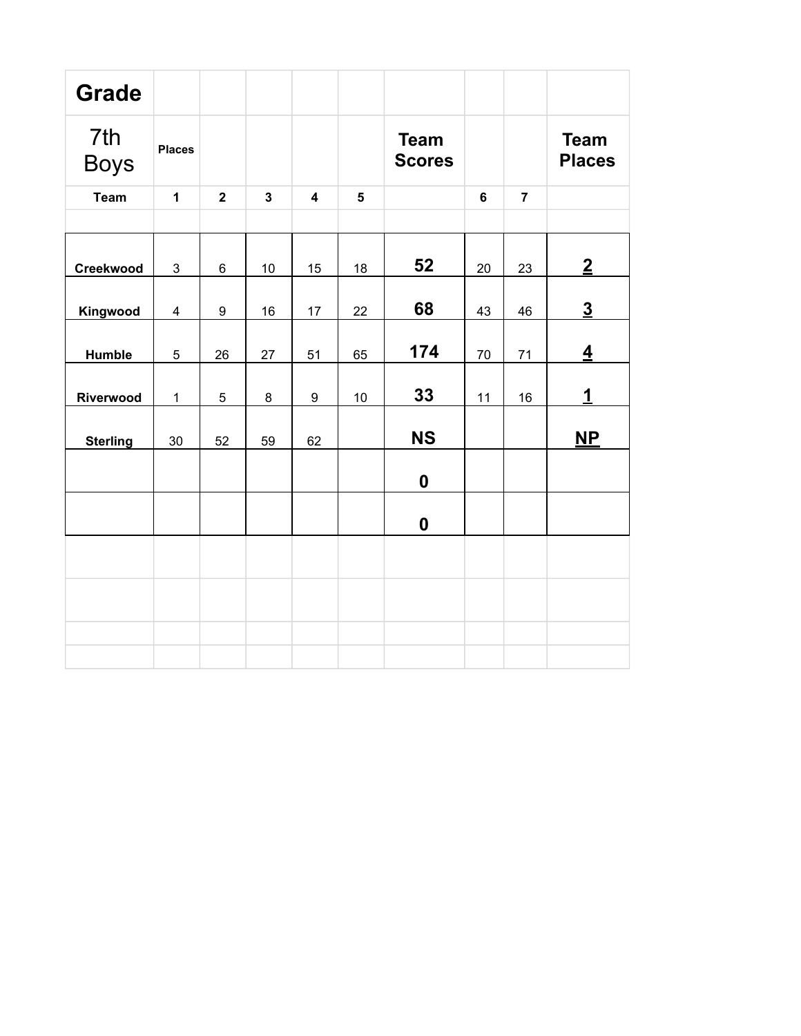| Grade | | | | | | | | | |
|---|---|---|---|---|---|---|---|---|---|
| 7th Boys | Places | | | | | Team Scores | | | Team Places |
| Team | 1 | 2 | 3 | 4 | 5 | | 6 | 7 | |
| | | | | | | | | | |
| Creekwood | 3 | 6 | 10 | 15 | 18 | 52 | 20 | 23 | 2 |
| Kingwood | 4 | 9 | 16 | 17 | 22 | 68 | 43 | 46 | 3 |
| Humble | 5 | 26 | 27 | 51 | 65 | 174 | 70 | 71 | 4 |
| Riverwood | 1 | 5 | 8 | 9 | 10 | 33 | 11 | 16 | 1 |
| Sterling | 30 | 52 | 59 | 62 | | NS | | | NP |
| | | | | | | 0 | | | |
| | | | | | | 0 | | | |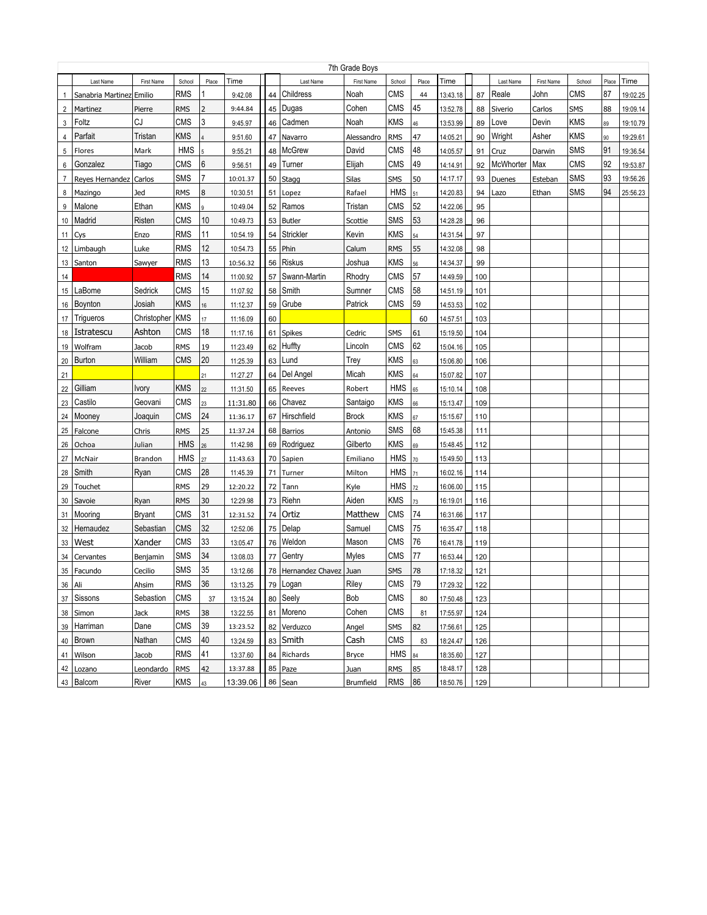# 7th Grade Boys

| | Last Name | First Name | School | Place | Time | | Last Name | First Name | School | Place | Time | | Last Name | First Name | School | Place | Time |
|---|---|---|---|---|---|---|---|---|---|---|---|---|---|---|---|---|---|
| 1 | Sanabria Martinez | Emilio | RMS | 1 | 9:42.08 | 44 | Childress | Noah | CMS | 44 | 13:43.18 | 87 | Reale | John | CMS | 87 | 19:02.25 |
| 2 | Martinez | Pierre | RMS | 2 | 9:44.84 | 45 | Dugas | Cohen | CMS | 45 | 13:52.78 | 88 | Siverio | Carlos | SMS | 88 | 19:09.14 |
| 3 | Foltz | CJ | CMS | 3 | 9:45.97 | 46 | Cadmen | Noah | KMS | 46 | 13:53.99 | 89 | Love | Devin | KMS | 89 | 19:10.79 |
| 4 | Parfait | Tristan | KMS | 4 | 9:51.60 | 47 | Navarro | Alessandro | RMS | 47 | 14:05.21 | 90 | Wright | Asher | KMS | 90 | 19:29.61 |
| 5 | Flores | Mark | HMS | 5 | 9:55.21 | 48 | McGrew | David | CMS | 48 | 14:05.57 | 91 | Cruz | Darwin | SMS | 91 | 19:36.54 |
| 6 | Gonzalez | Tiago | CMS | 6 | 9:56.51 | 49 | Turner | Elijah | CMS | 49 | 14:14.91 | 92 | McWhorter | Max | CMS | 92 | 19:53.87 |
| 7 | Reyes Hernandez | Carlos | SMS | 7 | 10:01.37 | 50 | Stagg | Silas | SMS | 50 | 14:17.17 | 93 | Duenes | Esteban | SMS | 93 | 19:56.26 |
| 8 | Mazingo | Jed | RMS | 8 | 10:30.51 | 51 | Lopez | Rafael | HMS | 51 | 14:20.83 | 94 | Lazo | Ethan | SMS | 94 | 25:56.23 |
| 9 | Malone | Ethan | KMS | 9 | 10:49.04 | 52 | Ramos | Tristan | CMS | 52 | 14:22.06 | 95 | | | | | |
| 10 | Madrid | Risten | CMS | 10 | 10:49.73 | 53 | Butler | Scottie | SMS | 53 | 14:28.28 | 96 | | | | | |
| 11 | Cys | Enzo | RMS | 11 | 10:54.19 | 54 | Strickler | Kevin | KMS | 54 | 14:31.54 | 97 | | | | | |
| 12 | Limbaugh | Luke | RMS | 12 | 10:54.73 | 55 | Phin | Calum | RMS | 55 | 14:32.08 | 98 | | | | | |
| 13 | Santon | Sawyer | RMS | 13 | 10:56.32 | 56 | Riskus | Joshua | KMS | 56 | 14:34.37 | 99 | | | | | |
| 14 | | | RMS | 14 | 11:00.92 | 57 | Swann-Martin | Rhodry | CMS | 57 | 14:49.59 | 100 | | | | | |
| 15 | LaBome | Sedrick | CMS | 15 | 11:07.92 | 58 | Smith | Sumner | CMS | 58 | 14:51.19 | 101 | | | | | |
| 16 | Boynton | Josiah | KMS | 16 | 11:12.37 | 59 | Grube | Patrick | CMS | 59 | 14:53.53 | 102 | | | | | |
| 17 | Trigueros | Christopher | KMS | 17 | 11:16.09 | 60 | | | | 60 | 14:57.51 | 103 | | | | | |
| 18 | Istratescu | Ashton | CMS | 18 | 11:17.16 | 61 | Spikes | Cedric | SMS | 61 | 15:19.50 | 104 | | | | | |
| 19 | Wolfram | Jacob | RMS | 19 | 11:23.49 | 62 | Huffty | Lincoln | CMS | 62 | 15:04.16 | 105 | | | | | |
| 20 | Burton | William | CMS | 20 | 11:25.39 | 63 | Lund | Trey | KMS | 63 | 15:06.80 | 106 | | | | | |
| 21 | | | | 21 | 11:27.27 | 64 | Del Angel | Micah | KMS | 64 | 15:07.82 | 107 | | | | | |
| 22 | Gilliam | Ivory | KMS | 22 | 11:31.50 | 65 | Reeves | Robert | HMS | 65 | 15:10.14 | 108 | | | | | |
| 23 | Castilo | Geovani | CMS | 23 | 11:31.80 | 66 | Chavez | Santaigo | KMS | 66 | 15:13.47 | 109 | | | | | |
| 24 | Mooney | Joaquin | CMS | 24 | 11:36.17 | 67 | Hirschfield | Brock | KMS | 67 | 15:15.67 | 110 | | | | | |
| 25 | Falcone | Chris | RMS | 25 | 11:37.24 | 68 | Barrios | Antonio | SMS | 68 | 15:45.38 | 111 | | | | | |
| 26 | Ochoa | Julian | HMS | 26 | 11:42.98 | 69 | Rodriguez | Gilberto | KMS | 69 | 15:48.45 | 112 | | | | | |
| 27 | McNair | Brandon | HMS | 27 | 11:43.63 | 70 | Sapien | Emiliano | HMS | 70 | 15:49.50 | 113 | | | | | |
| 28 | Smith | Ryan | CMS | 28 | 11:45.39 | 71 | Turner | Milton | HMS | 71 | 16:02.16 | 114 | | | | | |
| 29 | Touchet | | RMS | 29 | 12:20.22 | 72 | Tann | Kyle | HMS | 72 | 16:06.00 | 115 | | | | | |
| 30 | Savoie | Ryan | RMS | 30 | 12:29.98 | 73 | Riehn | Aiden | KMS | 73 | 16:19.01 | 116 | | | | | |
| 31 | Mooring | Bryant | CMS | 31 | 12:31.52 | 74 | Ortiz | Matthew | CMS | 74 | 16:31.66 | 117 | | | | | |
| 32 | Hernaudez | Sebastian | CMS | 32 | 12:52.06 | 75 | Delap | Samuel | CMS | 75 | 16:35.47 | 118 | | | | | |
| 33 | West | Xander | CMS | 33 | 13:05.47 | 76 | Weldon | Mason | CMS | 76 | 16:41.78 | 119 | | | | | |
| 34 | Cervantes | Benjamin | SMS | 34 | 13:08.03 | 77 | Gentry | Myles | CMS | 77 | 16:53.44 | 120 | | | | | |
| 35 | Facundo | Cecilio | SMS | 35 | 13:12.66 | 78 | Hernandez Chavez | Juan | SMS | 78 | 17:18.32 | 121 | | | | | |
| 36 | Ali | Ahsim | RMS | 36 | 13:13.25 | 79 | Logan | Riley | CMS | 79 | 17:29.32 | 122 | | | | | |
| 37 | Sissons | Sebastion | CMS | 37 | 13:15.24 | 80 | Seely | Bob | CMS | 80 | 17:50.48 | 123 | | | | | |
| 38 | Simon | Jack | RMS | 38 | 13:22.55 | 81 | Moreno | Cohen | CMS | 81 | 17:55.97 | 124 | | | | | |
| 39 | Harriman | Dane | CMS | 39 | 13:23.52 | 82 | Verduzco | Angel | SMS | 82 | 17:56.61 | 125 | | | | | |
| 40 | Brown | Nathan | CMS | 40 | 13:24.59 | 83 | Smith | Cash | CMS | 83 | 18:24.47 | 126 | | | | | |
| 41 | Wilson | Jacob | RMS | 41 | 13:37.60 | 84 | Richards | Bryce | HMS | 84 | 18:35.60 | 127 | | | | | |
| 42 | Lozano | Leondardo | RMS | 42 | 13:37.88 | 85 | Paze | Juan | RMS | 85 | 18:48.17 | 128 | | | | | |
| 43 | Balcom | River | KMS | 43 | 13:39.06 | 86 | Sean | Brumfield | RMS | 86 | 18:50.76 | 129 | | | | | |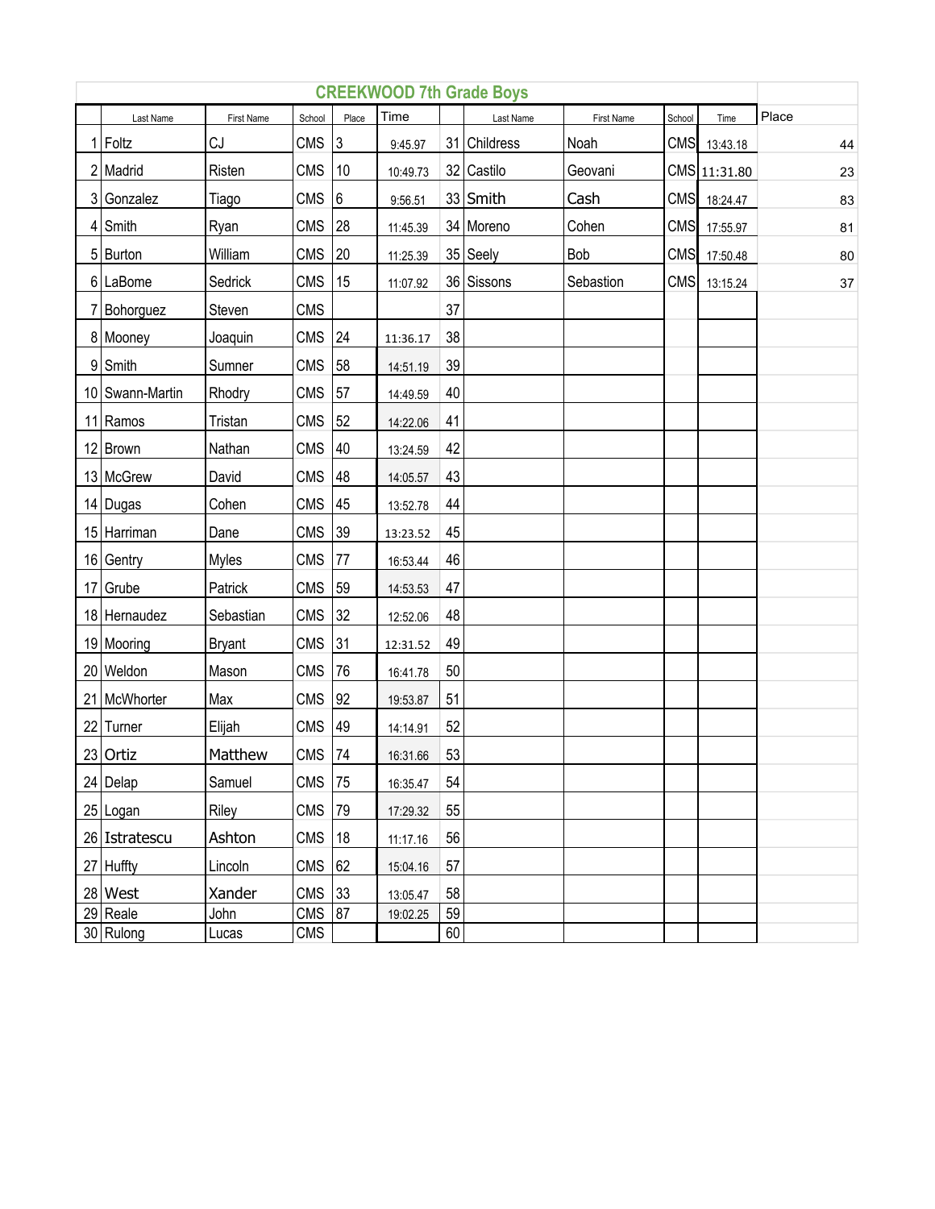## CREEKWOOD 7th Grade Boys

| | Last Name | First Name | School | Place | Time | | Last Name | First Name | School | Time | Place |
|---|---|---|---|---|---|---|---|---|---|---|---|
| 1 | Foltz | CJ | CMS | 3 | 9:45.97 | 31 | Childress | Noah | CMS | 13:43.18 | 44 |
| 2 | Madrid | Risten | CMS | 10 | 10:49.73 | 32 | Castilo | Geovani | CMS | 11:31.80 | 23 |
| 3 | Gonzalez | Tiago | CMS | 6 | 9:56.51 | 33 | Smith | Cash | CMS | 18:24.47 | 83 |
| 4 | Smith | Ryan | CMS | 28 | 11:45.39 | 34 | Moreno | Cohen | CMS | 17:55.97 | 81 |
| 5 | Burton | William | CMS | 20 | 11:25.39 | 35 | Seely | Bob | CMS | 17:50.48 | 80 |
| 6 | LaBome | Sedrick | CMS | 15 | 11:07.92 | 36 | Sissons | Sebastion | CMS | 13:15.24 | 37 |
| 7 | Bohorguez | Steven | CMS | | | 37 | | | | | |
| 8 | Mooney | Joaquin | CMS | 24 | 11:36.17 | 38 | | | | | |
| 9 | Smith | Sumner | CMS | 58 | 14:51.19 | 39 | | | | | |
| 10 | Swann-Martin | Rhodry | CMS | 57 | 14:49.59 | 40 | | | | | |
| 11 | Ramos | Tristan | CMS | 52 | 14:22.06 | 41 | | | | | |
| 12 | Brown | Nathan | CMS | 40 | 13:24.59 | 42 | | | | | |
| 13 | McGrew | David | CMS | 48 | 14:05.57 | 43 | | | | | |
| 14 | Dugas | Cohen | CMS | 45 | 13:52.78 | 44 | | | | | |
| 15 | Harriman | Dane | CMS | 39 | 13:23.52 | 45 | | | | | |
| 16 | Gentry | Myles | CMS | 77 | 16:53.44 | 46 | | | | | |
| 17 | Grube | Patrick | CMS | 59 | 14:53.53 | 47 | | | | | |
| 18 | Hernaudez | Sebastian | CMS | 32 | 12:52.06 | 48 | | | | | |
| 19 | Mooring | Bryant | CMS | 31 | 12:31.52 | 49 | | | | | |
| 20 | Weldon | Mason | CMS | 76 | 16:41.78 | 50 | | | | | |
| 21 | McWhorter | Max | CMS | 92 | 19:53.87 | 51 | | | | | |
| 22 | Turner | Elijah | CMS | 49 | 14:14.91 | 52 | | | | | |
| 23 | Ortiz | Matthew | CMS | 74 | 16:31.66 | 53 | | | | | |
| 24 | Delap | Samuel | CMS | 75 | 16:35.47 | 54 | | | | | |
| 25 | Logan | Riley | CMS | 79 | 17:29.32 | 55 | | | | | |
| 26 | Istratescu | Ashton | CMS | 18 | 11:17.16 | 56 | | | | | |
| 27 | Huffty | Lincoln | CMS | 62 | 15:04.16 | 57 | | | | | |
| 28 | West | Xander | CMS | 33 | 13:05.47 | 58 | | | | | |
| 29 | Reale | John | CMS | 87 | 19:02.25 | 59 | | | | | |
| 30 | Rulong | Lucas | CMS | | | 60 | | | | | |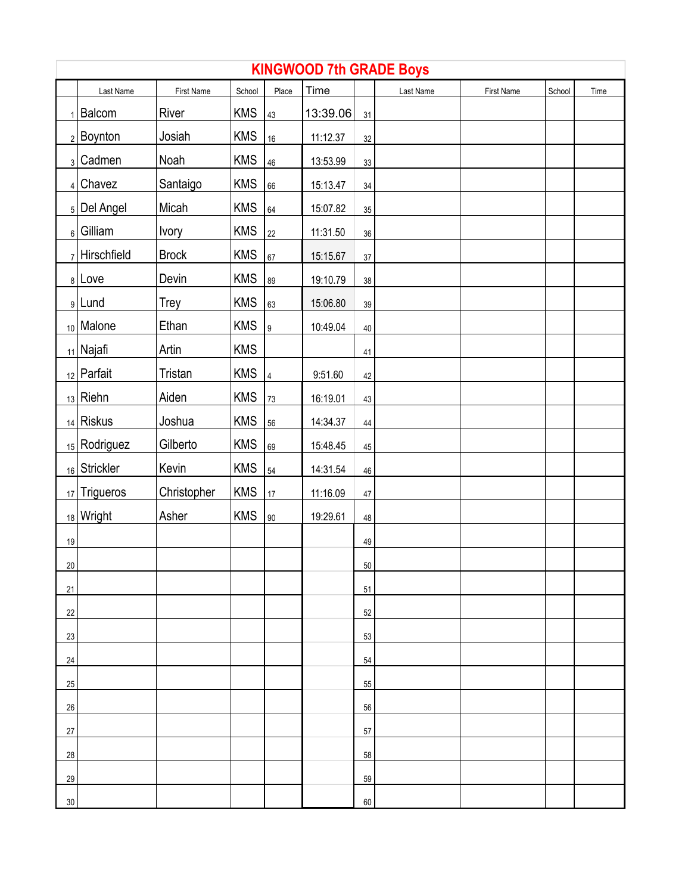# KINGWOOD 7th GRADE Boys

| | Last Name | First Name | School | Place | Time | | Last Name | First Name | School | Time |
|---|---|---|---|---|---|---|---|---|---|---|
| 1 | Balcom | River | KMS | 43 | 13:39.06 | 31 | | | | |
| 2 | Boynton | Josiah | KMS | 16 | 11:12.37 | 32 | | | | |
| 3 | Cadmen | Noah | KMS | 46 | 13:53.99 | 33 | | | | |
| 4 | Chavez | Santaigo | KMS | 66 | 15:13.47 | 34 | | | | |
| 5 | Del Angel | Micah | KMS | 64 | 15:07.82 | 35 | | | | |
| 6 | Gilliam | Ivory | KMS | 22 | 11:31.50 | 36 | | | | |
| 7 | Hirschfield | Brock | KMS | 67 | 15:15.67 | 37 | | | | |
| 8 | Love | Devin | KMS | 89 | 19:10.79 | 38 | | | | |
| 9 | Lund | Trey | KMS | 63 | 15:06.80 | 39 | | | | |
| 10 | Malone | Ethan | KMS | 9 | 10:49.04 | 40 | | | | |
| 11 | Najafi | Artin | KMS | | | 41 | | | | |
| 12 | Parfait | Tristan | KMS | 4 | 9:51.60 | 42 | | | | |
| 13 | Riehn | Aiden | KMS | 73 | 16:19.01 | 43 | | | | |
| 14 | Riskus | Joshua | KMS | 56 | 14:34.37 | 44 | | | | |
| 15 | Rodriguez | Gilberto | KMS | 69 | 15:48.45 | 45 | | | | |
| 16 | Strickler | Kevin | KMS | 54 | 14:31.54 | 46 | | | | |
| 17 | Trigueros | Christopher | KMS | 17 | 11:16.09 | 47 | | | | |
| 18 | Wright | Asher | KMS | 90 | 19:29.61 | 48 | | | | |
| 19 | | | | | | 49 | | | | |
| 20 | | | | | | 50 | | | | |
| 21 | | | | | | 51 | | | | |
| 22 | | | | | | 52 | | | | |
| 23 | | | | | | 53 | | | | |
| 24 | | | | | | 54 | | | | |
| 25 | | | | | | 55 | | | | |
| 26 | | | | | | 56 | | | | |
| 27 | | | | | | 57 | | | | |
| 28 | | | | | | 58 | | | | |
| 29 | | | | | | 59 | | | | |
| 30 | | | | | | 60 | | | | |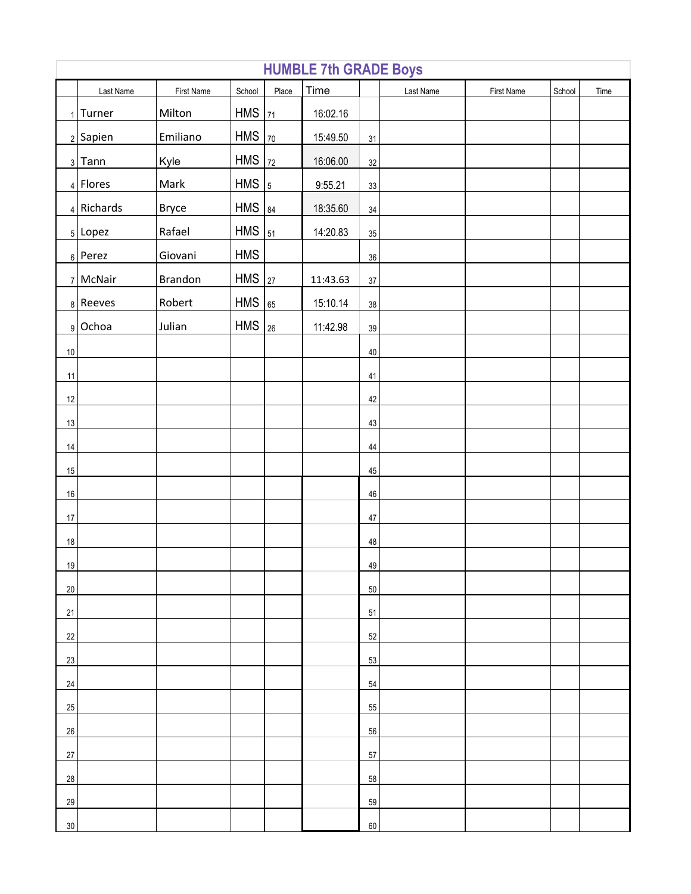# HUMBLE 7th GRADE Boys

| | Last Name | First Name | School | Place | Time | | Last Name | First Name | School | Time |
|---|---|---|---|---|---|---|---|---|---|---|
| 1 | Turner | Milton | HMS | 71 | 16:02.16 | | | | | |
| 2 | Sapien | Emiliano | HMS | 70 | 15:49.50 | 31 | | | | |
| 3 | Tann | Kyle | HMS | 72 | 16:06.00 | 32 | | | | |
| 4 | Flores | Mark | HMS | 5 | 9:55.21 | 33 | | | | |
| 4 | Richards | Bryce | HMS | 84 | 18:35.60 | 34 | | | | |
| 5 | Lopez | Rafael | HMS | 51 | 14:20.83 | 35 | | | | |
| 6 | Perez | Giovani | HMS | | | 36 | | | | |
| 7 | McNair | Brandon | HMS | 27 | 11:43.63 | 37 | | | | |
| 8 | Reeves | Robert | HMS | 65 | 15:10.14 | 38 | | | | |
| 9 | Ochoa | Julian | HMS | 26 | 11:42.98 | 39 | | | | |
| 10 | | | | | | 40 | | | | |
| 11 | | | | | | 41 | | | | |
| 12 | | | | | | 42 | | | | |
| 13 | | | | | | 43 | | | | |
| 14 | | | | | | 44 | | | | |
| 15 | | | | | | 45 | | | | |
| 16 | | | | | | 46 | | | | |
| 17 | | | | | | 47 | | | | |
| 18 | | | | | | 48 | | | | |
| 19 | | | | | | 49 | | | | |
| 20 | | | | | | 50 | | | | |
| 21 | | | | | | 51 | | | | |
| 22 | | | | | | 52 | | | | |
| 23 | | | | | | 53 | | | | |
| 24 | | | | | | 54 | | | | |
| 25 | | | | | | 55 | | | | |
| 26 | | | | | | 56 | | | | |
| 27 | | | | | | 57 | | | | |
| 28 | | | | | | 58 | | | | |
| 29 | | | | | | 59 | | | | |
| 30 | | | | | | 60 | | | | |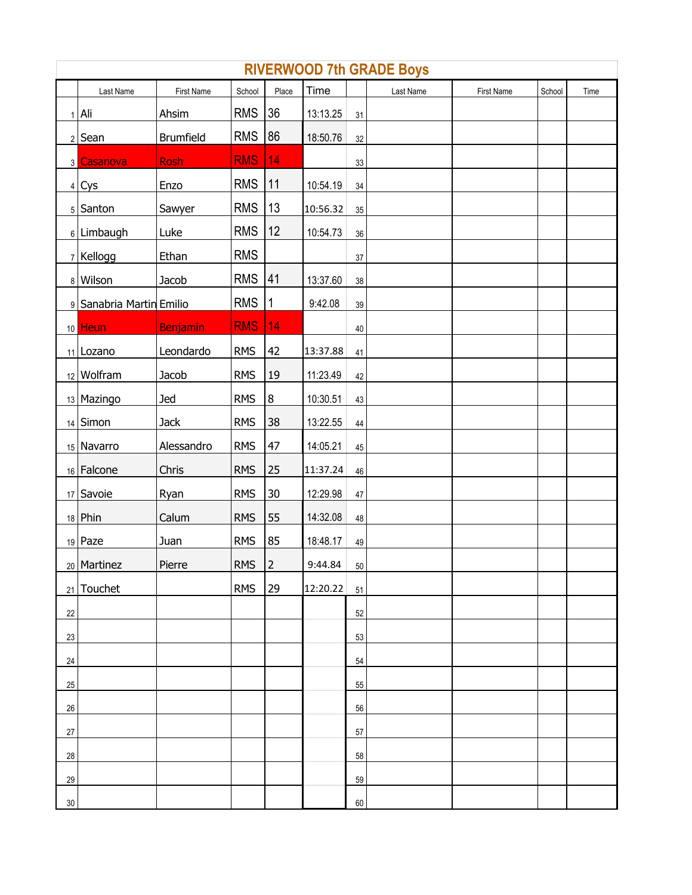# RIVERWOOD 7th GRADE Boys

| | Last Name | First Name | School | Place | Time | | Last Name | First Name | School | Time |
|---|---|---|---|---|---|---|---|---|---|---|
| 1 | Ali | Ahsim | RMS | 36 | 13:13.25 | 31 | | | | |
| 2 | Sean | Brumfield | RMS | 86 | 18:50.76 | 32 | | | | |
| 3 | Casanova | Rosh | RMS | 14 | | 33 | | | | |
| 4 | Cys | Enzo | RMS | 11 | 10:54.19 | 34 | | | | |
| 5 | Santon | Sawyer | RMS | 13 | 10:56.32 | 35 | | | | |
| 6 | Limbaugh | Luke | RMS | 12 | 10:54.73 | 36 | | | | |
| 7 | Kellogg | Ethan | RMS | | | 37 | | | | |
| 8 | Wilson | Jacob | RMS | 41 | 13:37.60 | 38 | | | | |
| 9 | Sanabria Martin | Emilio | RMS | 1 | 9:42.08 | 39 | | | | |
| 10 | Heun | Benjamin | RMS | 14 | | 40 | | | | |
| 11 | Lozano | Leondardo | RMS | 42 | 13:37.88 | 41 | | | | |
| 12 | Wolfram | Jacob | RMS | 19 | 11:23.49 | 42 | | | | |
| 13 | Mazingo | Jed | RMS | 8 | 10:30.51 | 43 | | | | |
| 14 | Simon | Jack | RMS | 38 | 13:22.55 | 44 | | | | |
| 15 | Navarro | Alessandro | RMS | 47 | 14:05.21 | 45 | | | | |
| 16 | Falcone | Chris | RMS | 25 | 11:37.24 | 46 | | | | |
| 17 | Savoie | Ryan | RMS | 30 | 12:29.98 | 47 | | | | |
| 18 | Phin | Calum | RMS | 55 | 14:32.08 | 48 | | | | |
| 19 | Paze | Juan | RMS | 85 | 18:48.17 | 49 | | | | |
| 20 | Martinez | Pierre | RMS | 2 | 9:44.84 | 50 | | | | |
| 21 | Touchet | | RMS | 29 | 12:20.22 | 51 | | | | |
| 22 | | | | | | 52 | | | | |
| 23 | | | | | | 53 | | | | |
| 24 | | | | | | 54 | | | | |
| 25 | | | | | | 55 | | | | |
| 26 | | | | | | 56 | | | | |
| 27 | | | | | | 57 | | | | |
| 28 | | | | | | 58 | | | | |
| 29 | | | | | | 59 | | | | |
| 30 | | | | | | 60 | | | | |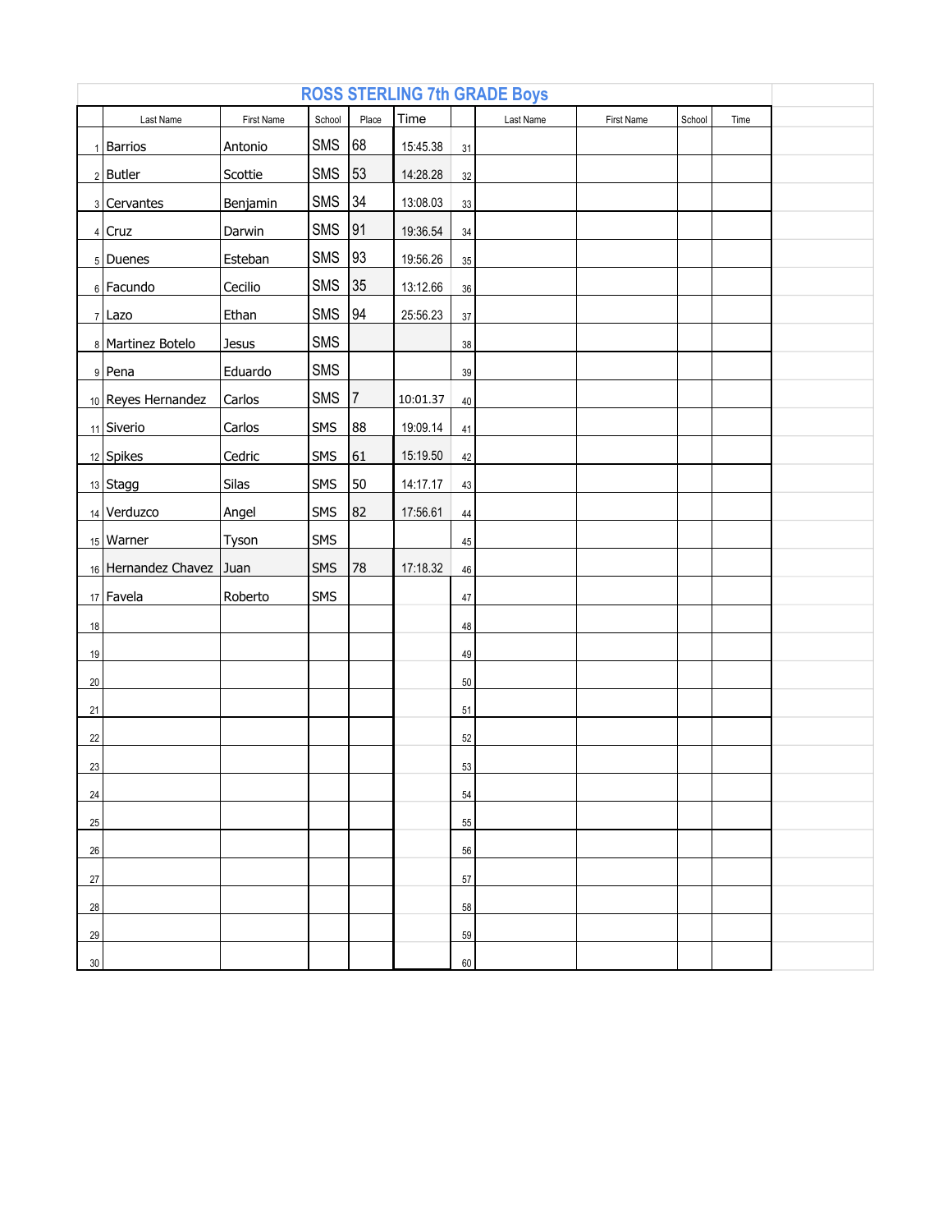## ROSS STERLING 7th GRADE Boys

| | Last Name | First Name | School | Place | Time | | Last Name | First Name | School | Time |
|---|---|---|---|---|---|---|---|---|---|---|
| 1 | Barrios | Antonio | SMS | 68 | 15:45.38 | 31 | | | | |
| 2 | Butler | Scottie | SMS | 53 | 14:28.28 | 32 | | | | |
| 3 | Cervantes | Benjamin | SMS | 34 | 13:08.03 | 33 | | | | |
| 4 | Cruz | Darwin | SMS | 91 | 19:36.54 | 34 | | | | |
| 5 | Duenes | Esteban | SMS | 93 | 19:56.26 | 35 | | | | |
| 6 | Facundo | Cecilio | SMS | 35 | 13:12.66 | 36 | | | | |
| 7 | Lazo | Ethan | SMS | 94 | 25:56.23 | 37 | | | | |
| 8 | Martinez Botelo | Jesus | SMS | | | 38 | | | | |
| 9 | Pena | Eduardo | SMS | | | 39 | | | | |
| 10 | Reyes Hernandez | Carlos | SMS | 7 | 10:01.37 | 40 | | | | |
| 11 | Siverio | Carlos | SMS | 88 | 19:09.14 | 41 | | | | |
| 12 | Spikes | Cedric | SMS | 61 | 15:19.50 | 42 | | | | |
| 13 | Stagg | Silas | SMS | 50 | 14:17.17 | 43 | | | | |
| 14 | Verduzco | Angel | SMS | 82 | 17:56.61 | 44 | | | | |
| 15 | Warner | Tyson | SMS | | | 45 | | | | |
| 16 | Hernandez Chavez | Juan | SMS | 78 | 17:18.32 | 46 | | | | |
| 17 | Favela | Roberto | SMS | | | 47 | | | | |
| 18 | | | | | | 48 | | | | |
| 19 | | | | | | 49 | | | | |
| 20 | | | | | | 50 | | | | |
| 21 | | | | | | 51 | | | | |
| 22 | | | | | | 52 | | | | |
| 23 | | | | | | 53 | | | | |
| 24 | | | | | | 54 | | | | |
| 25 | | | | | | 55 | | | | |
| 26 | | | | | | 56 | | | | |
| 27 | | | | | | 57 | | | | |
| 28 | | | | | | 58 | | | | |
| 29 | | | | | | 59 | | | | |
| 30 | | | | | | 60 | | | | |